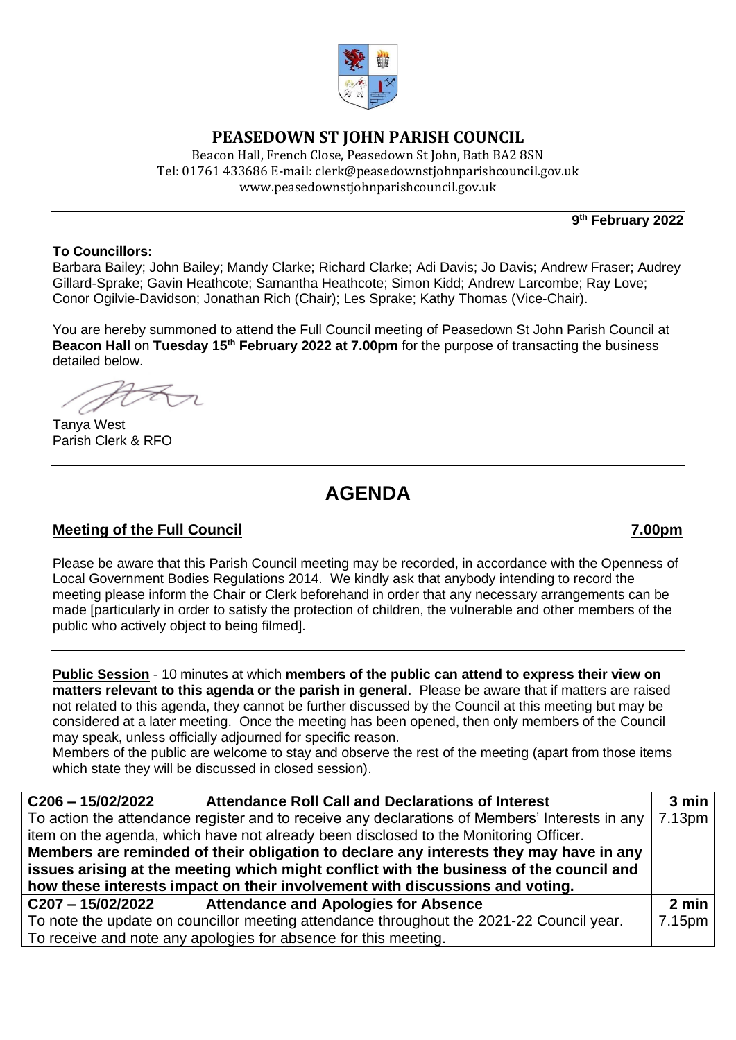# PEASEDOWN ST JOHN PARISH COUNCIL

Beacon Hall, French Close, Peasedown St John, Bath BA2 8SN
Tel: 01761 433686 E-mail: clerk@peasedownstjohnparishcouncil.gov.uk
www.peasedownstjohnparishcouncil.gov.uk

**9th February 2022**

**To Councillors:**
Barbara Bailey; John Bailey; Mandy Clarke; Richard Clarke; Adi Davis; Jo Davis; Andrew Fraser; Audrey Gillard-Sprake; Gavin Heathcote; Samantha Heathcote; Simon Kidd; Andrew Larcombe; Ray Love; Conor Ogilvie-Davidson; Jonathan Rich (Chair); Les Sprake; Kathy Thomas (Vice-Chair).

You are hereby summoned to attend the Full Council meeting of Peasedown St John Parish Council at **Beacon Hall** on **Tuesday 15th February 2022 at 7.00pm** for the purpose of transacting the business detailed below.

Tanya West
Parish Clerk & RFO

# AGENDA

**Meeting of the Full Council** **7.00pm**

Please be aware that this Parish Council meeting may be recorded, in accordance with the Openness of Local Government Bodies Regulations 2014. We kindly ask that anybody intending to record the meeting please inform the Chair or Clerk beforehand in order that any necessary arrangements can be made [particularly in order to satisfy the protection of children, the vulnerable and other members of the public who actively object to being filmed].

**Public Session** - 10 minutes at which **members of the public can attend to express their view on matters relevant to this agenda or the parish in general**. Please be aware that if matters are raised not related to this agenda, they cannot be further discussed by the Council at this meeting but may be considered at a later meeting. Once the meeting has been opened, then only members of the Council may speak, unless officially adjourned for specific reason.
Members of the public are welcome to stay and observe the rest of the meeting (apart from those items which state they will be discussed in closed session).

| | |
|---|---|
| **C206 – 15/02/2022 Attendance Roll Call and Declarations of Interest** | **3 min** |
| To action the attendance register and to receive any declarations of Members' Interests in any item on the agenda, which have not already been disclosed to the Monitoring Officer. **Members are reminded of their obligation to declare any interests they may have in any issues arising at the meeting which might conflict with the business of the council and how these interests impact on their involvement with discussions and voting.** | 7.13pm |
| **C207 – 15/02/2022 Attendance and Apologies for Absence** | **2 min** |
| To note the update on councillor meeting attendance throughout the 2021-22 Council year. To receive and note any apologies for absence for this meeting. | 7.15pm |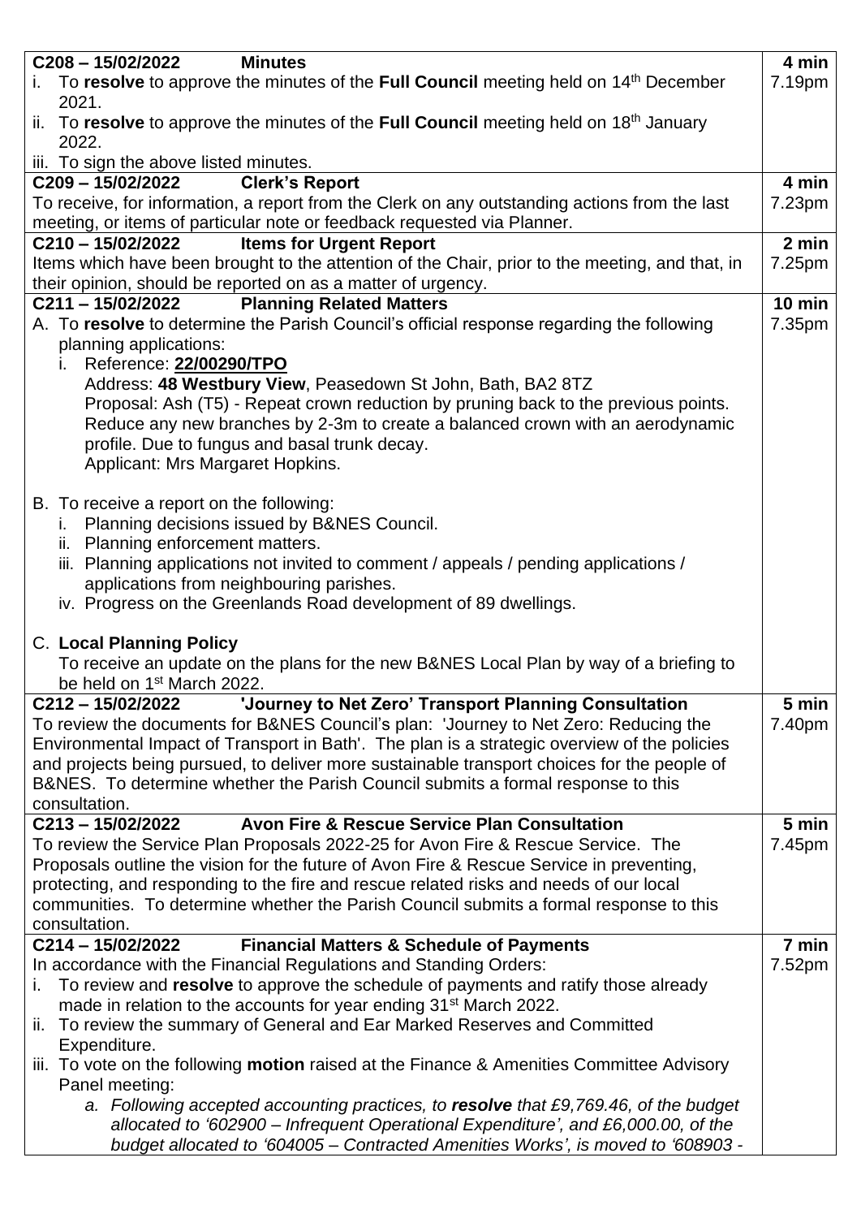| | |
|---|---|
| **C208 – 15/02/2022 Minutes**<br>i. To **resolve** to approve the minutes of the **Full Council** meeting held on 14th December 2021.<br>ii. To **resolve** to approve the minutes of the **Full Council** meeting held on 18th January 2022.<br>iii. To sign the above listed minutes. | **4 min**<br>7.19pm |
| **C209 – 15/02/2022 Clerk's Report**<br>To receive, for information, a report from the Clerk on any outstanding actions from the last meeting, or items of particular note or feedback requested via Planner. | **4 min**<br>7.23pm |
| **C210 – 15/02/2022 Items for Urgent Report**<br>Items which have been brought to the attention of the Chair, prior to the meeting, and that, in their opinion, should be reported on as a matter of urgency. | **2 min**<br>7.25pm |
| **C211 – 15/02/2022 Planning Related Matters**<br>A. To **resolve** to determine the Parish Council's official response regarding the following planning applications:<br>i. Reference: **22/00290/TPO**<br>Address: **48 Westbury View**, Peasedown St John, Bath, BA2 8TZ<br>Proposal: Ash (T5) - Repeat crown reduction by pruning back to the previous points. Reduce any new branches by 2-3m to create a balanced crown with an aerodynamic profile. Due to fungus and basal trunk decay.<br>Applicant: Mrs Margaret Hopkins.<br><br>B. To receive a report on the following:<br>i. Planning decisions issued by B&NES Council.<br>ii. Planning enforcement matters.<br>iii. Planning applications not invited to comment / appeals / pending applications / applications from neighbouring parishes.<br>iv. Progress on the Greenlands Road development of 89 dwellings.<br><br>C. **Local Planning Policy**<br>To receive an update on the plans for the new B&NES Local Plan by way of a briefing to be held on 1st March 2022. | **10 min**<br>7.35pm |
| **C212 – 15/02/2022 'Journey to Net Zero' Transport Planning Consultation**<br>To review the documents for B&NES Council's plan: 'Journey to Net Zero: Reducing the Environmental Impact of Transport in Bath'. The plan is a strategic overview of the policies and projects being pursued, to deliver more sustainable transport choices for the people of B&NES. To determine whether the Parish Council submits a formal response to this consultation. | **5 min**<br>7.40pm |
| **C213 – 15/02/2022 Avon Fire & Rescue Service Plan Consultation**<br>To review the Service Plan Proposals 2022-25 for Avon Fire & Rescue Service. The Proposals outline the vision for the future of Avon Fire & Rescue Service in preventing, protecting, and responding to the fire and rescue related risks and needs of our local communities. To determine whether the Parish Council submits a formal response to this consultation. | **5 min**<br>7.45pm |
| **C214 – 15/02/2022 Financial Matters & Schedule of Payments**<br>In accordance with the Financial Regulations and Standing Orders:<br>i. To review and **resolve** to approve the schedule of payments and ratify those already made in relation to the accounts for year ending 31st March 2022.<br>ii. To review the summary of General and Ear Marked Reserves and Committed Expenditure.<br>iii. To vote on the following **motion** raised at the Finance & Amenities Committee Advisory Panel meeting:<br>*a. Following accepted accounting practices, to **resolve** that £9,769.46, of the budget allocated to '602900 – Infrequent Operational Expenditure', and £6,000.00, of the budget allocated to '604005 – Contracted Amenities Works', is moved to '608903 -* | **7 min**<br>7.52pm |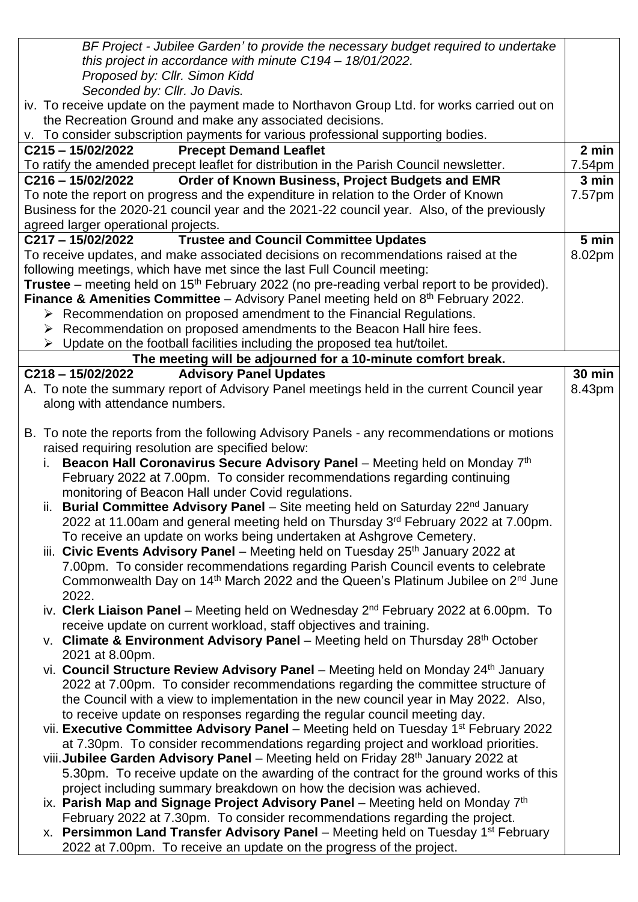| | |
|---|---|
| *BF Project - Jubilee Garden' to provide the necessary budget required to undertake this project in accordance with minute C194 – 18/01/2022.*<br>*Proposed by: Cllr. Simon Kidd*<br>*Seconded by: Cllr. Jo Davis.*<br>iv. To receive update on the payment made to Northavon Group Ltd. for works carried out on the Recreation Ground and make any associated decisions.<br>v. To consider subscription payments for various professional supporting bodies. | |
| **C215 – 15/02/2022 Precept Demand Leaflet**<br>To ratify the amended precept leaflet for distribution in the Parish Council newsletter. | **2 min**<br>7.54pm |
| **C216 – 15/02/2022 Order of Known Business, Project Budgets and EMR**<br>To note the report on progress and the expenditure in relation to the Order of Known Business for the 2020-21 council year and the 2021-22 council year. Also, of the previously agreed larger operational projects. | **3 min**<br>7.57pm |
| **C217 – 15/02/2022 Trustee and Council Committee Updates**<br>To receive updates, and make associated decisions on recommendations raised at the following meetings, which have met since the last Full Council meeting:<br>**Trustee** – meeting held on 15th February 2022 (no pre-reading verbal report to be provided).<br>**Finance & Amenities Committee** – Advisory Panel meeting held on 8th February 2022.<br>➢ Recommendation on proposed amendment to the Financial Regulations.<br>➢ Recommendation on proposed amendments to the Beacon Hall hire fees.<br>➢ Update on the football facilities including the proposed tea hut/toilet. | **5 min**<br>8.02pm |
| **The meeting will be adjourned for a 10-minute comfort break.** | |
| **C218 – 15/02/2022 Advisory Panel Updates**<br>A. To note the summary report of Advisory Panel meetings held in the current Council year along with attendance numbers.<br><br>B. To note the reports from the following Advisory Panels - any recommendations or motions raised requiring resolution are specified below:<br>i. **Beacon Hall Coronavirus Secure Advisory Panel** – Meeting held on Monday 7th February 2022 at 7.00pm. To consider recommendations regarding continuing monitoring of Beacon Hall under Covid regulations.<br>ii. **Burial Committee Advisory Panel** – Site meeting held on Saturday 22nd January 2022 at 11.00am and general meeting held on Thursday 3rd February 2022 at 7.00pm. To receive an update on works being undertaken at Ashgrove Cemetery.<br>iii. **Civic Events Advisory Panel** – Meeting held on Tuesday 25th January 2022 at 7.00pm. To consider recommendations regarding Parish Council events to celebrate Commonwealth Day on 14th March 2022 and the Queen's Platinum Jubilee on 2nd June 2022.<br>iv. **Clerk Liaison Panel** – Meeting held on Wednesday 2nd February 2022 at 6.00pm. To receive update on current workload, staff objectives and training.<br>v. **Climate & Environment Advisory Panel** – Meeting held on Thursday 28th October 2021 at 8.00pm.<br>vi. **Council Structure Review Advisory Panel** – Meeting held on Monday 24th January 2022 at 7.00pm. To consider recommendations regarding the committee structure of the Council with a view to implementation in the new council year in May 2022. Also, to receive update on responses regarding the regular council meeting day.<br>vii. **Executive Committee Advisory Panel** – Meeting held on Tuesday 1st February 2022 at 7.30pm. To consider recommendations regarding project and workload priorities.<br>viii. **Jubilee Garden Advisory Panel** – Meeting held on Friday 28th January 2022 at 5.30pm. To receive update on the awarding of the contract for the ground works of this project including summary breakdown on how the decision was achieved.<br>ix. **Parish Map and Signage Project Advisory Panel** – Meeting held on Monday 7th February 2022 at 7.30pm. To consider recommendations regarding the project.<br>x. **Persimmon Land Transfer Advisory Panel** – Meeting held on Tuesday 1st February 2022 at 7.00pm. To receive an update on the progress of the project. | **30 min**<br>8.43pm |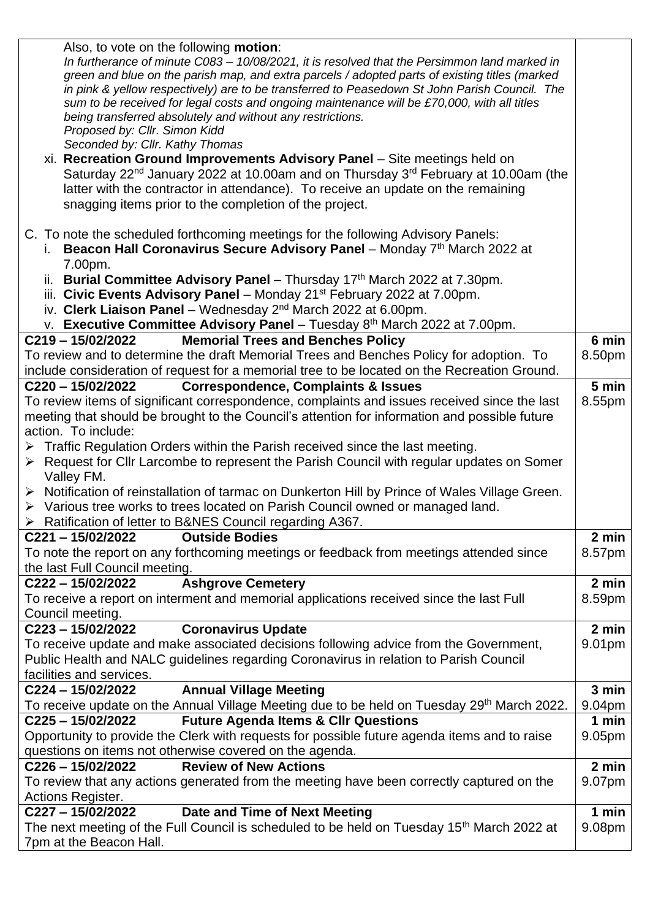| | |
|---|---|
| Also, to vote on the following **motion**:<br>*In furtherance of minute C083 – 10/08/2021, it is resolved that the Persimmon land marked in green and blue on the parish map, and extra parcels / adopted parts of existing titles (marked in pink & yellow respectively) are to be transferred to Peasedown St John Parish Council. The sum to be received for legal costs and ongoing maintenance will be £70,000, with all titles being transferred absolutely and without any restrictions.*<br>*Proposed by: Cllr. Simon Kidd*<br>*Seconded by: Cllr. Kathy Thomas*<br>xi. **Recreation Ground Improvements Advisory Panel** – Site meetings held on Saturday 22nd January 2022 at 10.00am and on Thursday 3rd February at 10.00am (the latter with the contractor in attendance). To receive an update on the remaining snagging items prior to the completion of the project.<br><br>C. To note the scheduled forthcoming meetings for the following Advisory Panels:<br>i. **Beacon Hall Coronavirus Secure Advisory Panel** – Monday 7th March 2022 at 7.00pm.<br>ii. **Burial Committee Advisory Panel** – Thursday 17th March 2022 at 7.30pm.<br>iii. **Civic Events Advisory Panel** – Monday 21st February 2022 at 7.00pm.<br>iv. **Clerk Liaison Panel** – Wednesday 2nd March 2022 at 6.00pm.<br>v. **Executive Committee Advisory Panel** – Tuesday 8th March 2022 at 7.00pm. | |
| **C219 – 15/02/2022 Memorial Trees and Benches Policy**<br>To review and to determine the draft Memorial Trees and Benches Policy for adoption. To include consideration of request for a memorial tree to be located on the Recreation Ground. | **6 min**<br>8.50pm |
| **C220 – 15/02/2022 Correspondence, Complaints & Issues**<br>To review items of significant correspondence, complaints and issues received since the last meeting that should be brought to the Council's attention for information and possible future action. To include:<br>➢ Traffic Regulation Orders within the Parish received since the last meeting.<br>➢ Request for Cllr Larcombe to represent the Parish Council with regular updates on Somer Valley FM.<br>➢ Notification of reinstallation of tarmac on Dunkerton Hill by Prince of Wales Village Green.<br>➢ Various tree works to trees located on Parish Council owned or managed land.<br>➢ Ratification of letter to B&NES Council regarding A367. | **5 min**<br>8.55pm |
| **C221 – 15/02/2022 Outside Bodies**<br>To note the report on any forthcoming meetings or feedback from meetings attended since the last Full Council meeting. | **2 min**<br>8.57pm |
| **C222 – 15/02/2022 Ashgrove Cemetery**<br>To receive a report on interment and memorial applications received since the last Full Council meeting. | **2 min**<br>8.59pm |
| **C223 – 15/02/2022 Coronavirus Update**<br>To receive update and make associated decisions following advice from the Government, Public Health and NALC guidelines regarding Coronavirus in relation to Parish Council facilities and services. | **2 min**<br>9.01pm |
| **C224 – 15/02/2022 Annual Village Meeting**<br>To receive update on the Annual Village Meeting due to be held on Tuesday 29th March 2022. | **3 min**<br>9.04pm |
| **C225 – 15/02/2022 Future Agenda Items & Cllr Questions**<br>Opportunity to provide the Clerk with requests for possible future agenda items and to raise questions on items not otherwise covered on the agenda. | **1 min**<br>9.05pm |
| **C226 – 15/02/2022 Review of New Actions**<br>To review that any actions generated from the meeting have been correctly captured on the Actions Register. | **2 min**<br>9.07pm |
| **C227 – 15/02/2022 Date and Time of Next Meeting**<br>The next meeting of the Full Council is scheduled to be held on Tuesday 15th March 2022 at 7pm at the Beacon Hall. | **1 min**<br>9.08pm |